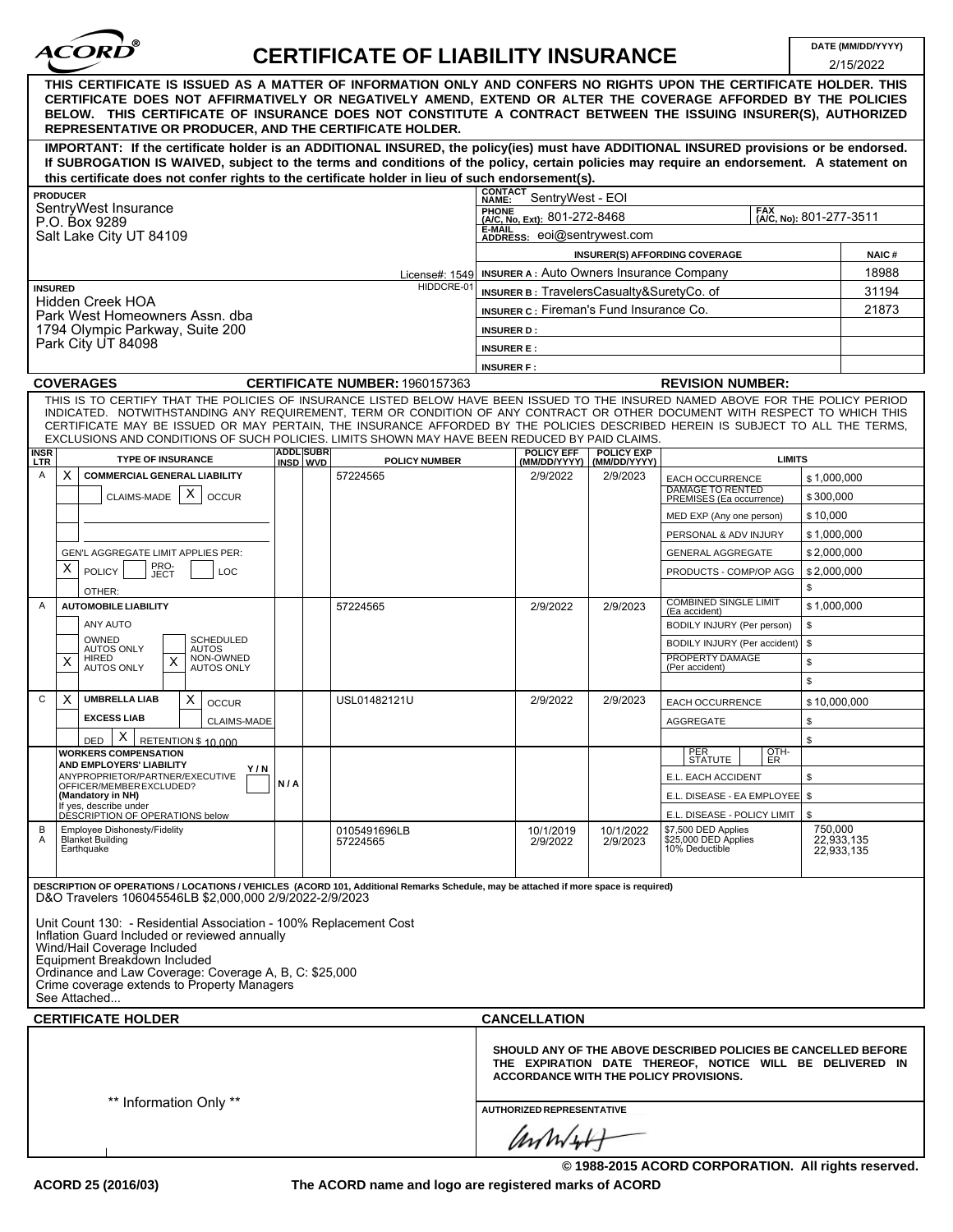# CERTIFICATE OF LIABILITY INSURANCE

**DATE (MM/DD/YYYY):** 2/15/2022

**THIS CERTIFICATE IS ISSUED AS A MATTER OF INFORMATION ONLY AND CONFERS NO RIGHTS UPON THE CERTIFICATE HOLDER. THIS CERTIFICATE DOES NOT AFFIRMATIVELY OR NEGATIVELY AMEND, EXTEND OR ALTER THE COVERAGE AFFORDED BY THE POLICIES BELOW. THIS CERTIFICATE OF INSURANCE DOES NOT CONSTITUTE A CONTRACT BETWEEN THE ISSUING INSURER(S), AUTHORIZED REPRESENTATIVE OR PRODUCER, AND THE CERTIFICATE HOLDER.**

**IMPORTANT: If the certificate holder is an ADDITIONAL INSURED, the policy(ies) must have ADDITIONAL INSURED provisions or be endorsed. If SUBROGATION IS WAIVED, subject to the terms and conditions of the policy, certain policies may require an endorsement. A statement on this certificate does not confer rights to the certificate holder in lieu of such endorsement(s).**

| PRODUCER | |
|---|---|
| SentryWest Insurance<br>P.O. Box 9289<br>Salt Lake City UT 84109<br>License#: 1549 | **CONTACT NAME:** SentryWest - EOI<br>**PHONE (A/C, No, Ext):** 801-272-8468 **FAX (A/C, No):** 801-277-3511<br>**E-MAIL ADDRESS:** eoi@sentrywest.com |

| INSURER(S) AFFORDING COVERAGE | NAIC # |
|---|---|
| INSURER A : Auto Owners Insurance Company | 18988 |
| INSURER B : TravelersCasualty&SuretyCo. of | 31194 |
| INSURER C : Fireman's Fund Insurance Co. | 21873 |
| INSURER D : | |
| INSURER E : | |
| INSURER F : | |

**INSURED** HIDDCRE-01
Hidden Creek HOA
Park West Homeowners Assn. dba
1794 Olympic Parkway, Suite 200
Park City UT 84098

## COVERAGES

**CERTIFICATE NUMBER:** 1960157363 **REVISION NUMBER:**

THIS IS TO CERTIFY THAT THE POLICIES OF INSURANCE LISTED BELOW HAVE BEEN ISSUED TO THE INSURED NAMED ABOVE FOR THE POLICY PERIOD INDICATED. NOTWITHSTANDING ANY REQUIREMENT, TERM OR CONDITION OF ANY CONTRACT OR OTHER DOCUMENT WITH RESPECT TO WHICH THIS CERTIFICATE MAY BE ISSUED OR MAY PERTAIN, THE INSURANCE AFFORDED BY THE POLICIES DESCRIBED HEREIN IS SUBJECT TO ALL THE TERMS, EXCLUSIONS AND CONDITIONS OF SUCH POLICIES. LIMITS SHOWN MAY HAVE BEEN REDUCED BY PAID CLAIMS.

| INSR LTR | TYPE OF INSURANCE | ADDL INSD | SUBR WVD | POLICY NUMBER | POLICY EFF (MM/DD/YYYY) | POLICY EXP (MM/DD/YYYY) | LIMITS | |
|---|---|---|---|---|---|---|---|---|
| A | X COMMERCIAL GENERAL LIABILITY | | | 57224565 | 2/9/2022 | 2/9/2023 | EACH OCCURRENCE | $ 1,000,000 |
| | CLAIMS-MADE [X] OCCUR | | | | | | DAMAGE TO RENTED PREMISES (Ea occurrence) | $ 300,000 |
| | | | | | | | MED EXP (Any one person) | $ 10,000 |
| | | | | | | | PERSONAL & ADV INJURY | $ 1,000,000 |
| | GEN'L AGGREGATE LIMIT APPLIES PER: | | | | | | GENERAL AGGREGATE | $ 2,000,000 |
| | [X] POLICY [ ] PRO-JECT [ ] LOC | | | | | | PRODUCTS - COMP/OP AGG | $ 2,000,000 |
| | OTHER: | | | | | | | $ |
| A | AUTOMOBILE LIABILITY | | | 57224565 | 2/9/2022 | 2/9/2023 | COMBINED SINGLE LIMIT (Ea accident) | $ 1,000,000 |
| | ANY AUTO | | | | | | BODILY INJURY (Per person) | $ |
| | OWNED AUTOS ONLY / SCHEDULED AUTOS | | | | | | BODILY INJURY (Per accident) | $ |
| | [X] HIRED AUTOS ONLY [X] NON-OWNED AUTOS ONLY | | | | | | PROPERTY DAMAGE (Per accident) | $ |
| | | | | | | | | $ |
| C | [X] UMBRELLA LIAB [X] OCCUR | | | USL01482121U | 2/9/2022 | 2/9/2023 | EACH OCCURRENCE | $ 10,000,000 |
| | EXCESS LIAB CLAIMS-MADE | | | | | | AGGREGATE | $ |
| | DED [X] RETENTION $ 10,000 | | | | | | | $ |
| | WORKERS COMPENSATION AND EMPLOYERS' LIABILITY Y/N<br>ANYPROPRIETOR/PARTNER/EXECUTIVE OFFICER/MEMBER EXCLUDED? (Mandatory in NH) N/A<br>If yes, describe under DESCRIPTION OF OPERATIONS below | | | | | | PER STATUTE / OTH-ER | |
| | | | | | | | E.L. EACH ACCIDENT | $ |
| | | | | | | | E.L. DISEASE - EA EMPLOYEE | $ |
| | | | | | | | E.L. DISEASE - POLICY LIMIT | $ |
| B | Employee Dishonesty/Fidelity | | | 0105491696LB | 10/1/2019 | 10/1/2022 | $7,500 DED Applies | 750,000 |
| A | Blanket Building | | | 57224565 | 2/9/2022 | 2/9/2023 | $25,000 DED Applies | 22,933,135 |
| | Earthquake | | | | | | 10% Deductible | 22,933,135 |

**DESCRIPTION OF OPERATIONS / LOCATIONS / VEHICLES (ACORD 101, Additional Remarks Schedule, may be attached if more space is required)**

D&O Travelers 106045546LB $2,000,000 2/9/2022-2/9/2023

Unit Count 130: - Residential Association - 100% Replacement Cost
Inflation Guard Included or reviewed annually
Wind/Hail Coverage Included
Equipment Breakdown Included
Ordinance and Law Coverage: Coverage A, B, C: $25,000
Crime coverage extends to Property Managers
See Attached...

| CERTIFICATE HOLDER | CANCELLATION |
|---|---|
| ** Information Only ** | **SHOULD ANY OF THE ABOVE DESCRIBED POLICIES BE CANCELLED BEFORE THE EXPIRATION DATE THEREOF, NOTICE WILL BE DELIVERED IN ACCORDANCE WITH THE POLICY PROVISIONS.**<br><br>AUTHORIZED REPRESENTATIVE |

© 1988-2015 ACORD CORPORATION. All rights reserved.

ACORD 25 (2016/03) The ACORD name and logo are registered marks of ACORD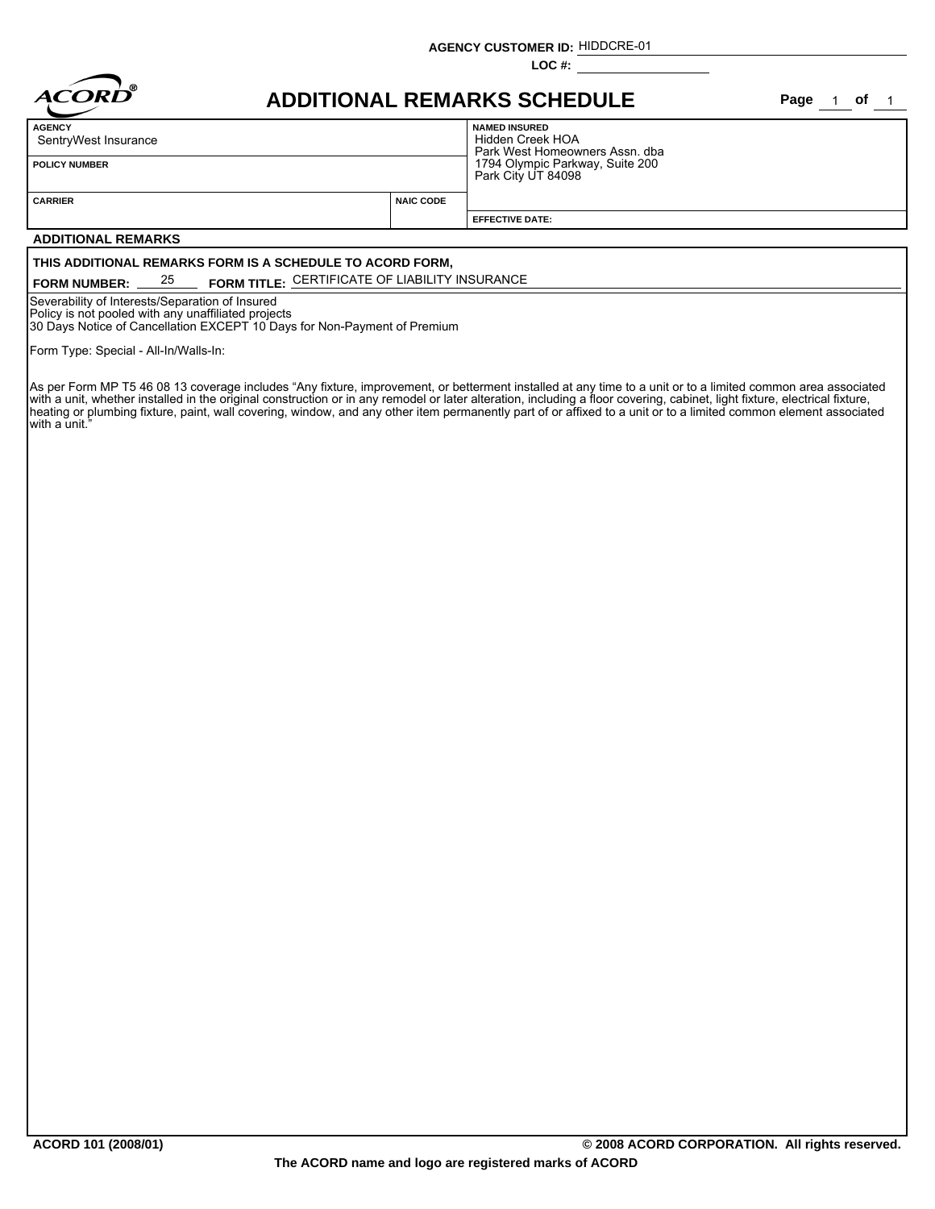AGENCY CUSTOMER ID: HIDDCRE-01

LOC #:

ACORD®

# ADDITIONAL REMARKS SCHEDULE

| | | |
|---|---|---|
| AGENCY<br>SentryWest Insurance | | NAMED INSURED<br>Hidden Creek HOA<br>Park West Homeowners Assn. dba<br>1794 Olympic Parkway, Suite 200<br>Park City UT 84098 |
| POLICY NUMBER | | |
| CARRIER | NAIC CODE | EFFECTIVE DATE: |

## ADDITIONAL REMARKS

**THIS ADDITIONAL REMARKS FORM IS A SCHEDULE TO ACORD FORM,**

**FORM NUMBER:** 25 **FORM TITLE:** CERTIFICATE OF LIABILITY INSURANCE

Severability of Interests/Separation of Insured
Policy is not pooled with any unaffiliated projects
30 Days Notice of Cancellation EXCEPT 10 Days for Non-Payment of Premium

Form Type: Special - All-In/Walls-In:

As per Form MP T5 46 08 13 coverage includes "Any fixture, improvement, or betterment installed at any time to a unit or to a limited common area associated with a unit, whether installed in the original construction or in any remodel or later alteration, including a floor covering, cabinet, light fixture, electrical fixture, heating or plumbing fixture, paint, wall covering, window, and any other item permanently part of or affixed to a unit or to a limited common element associated with a unit."

ACORD 101 (2008/01) © 2008 ACORD CORPORATION. All rights reserved.

The ACORD name and logo are registered marks of ACORD